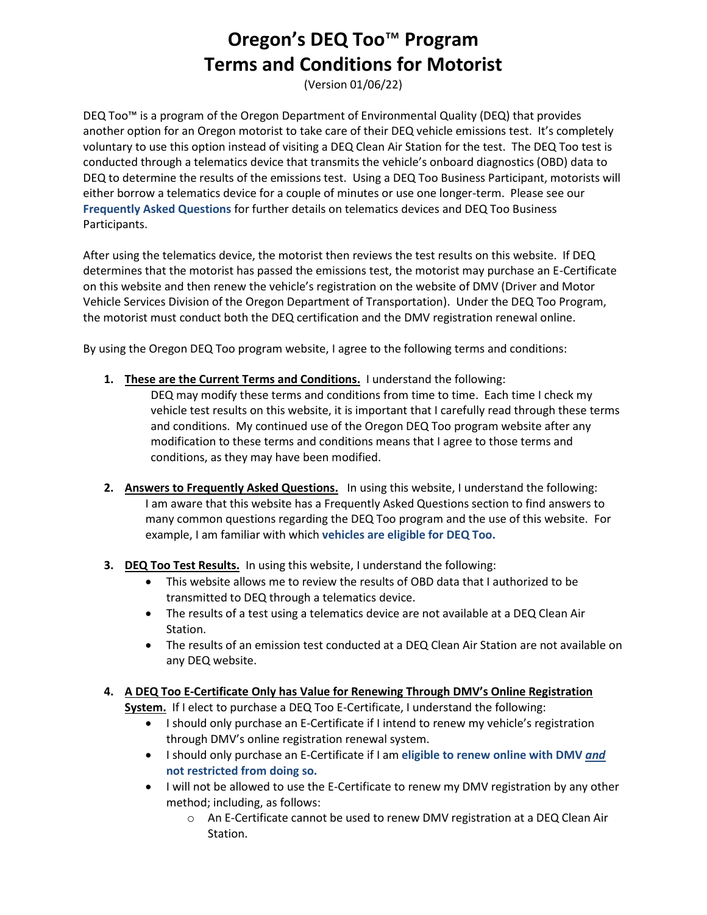# Oregon's DEQ Too™ Program
# Terms and Conditions for Motorist

(Version 01/06/22)

DEQ Too™ is a program of the Oregon Department of Environmental Quality (DEQ) that provides another option for an Oregon motorist to take care of their DEQ vehicle emissions test. It's completely voluntary to use this option instead of visiting a DEQ Clean Air Station for the test. The DEQ Too test is conducted through a telematics device that transmits the vehicle's onboard diagnostics (OBD) data to DEQ to determine the results of the emissions test. Using a DEQ Too Business Participant, motorists will either borrow a telematics device for a couple of minutes or use one longer-term. Please see our **Frequently Asked Questions** for further details on telematics devices and DEQ Too Business Participants.

After using the telematics device, the motorist then reviews the test results on this website. If DEQ determines that the motorist has passed the emissions test, the motorist may purchase an E-Certificate on this website and then renew the vehicle's registration on the website of DMV (Driver and Motor Vehicle Services Division of the Oregon Department of Transportation). Under the DEQ Too Program, the motorist must conduct both the DEQ certification and the DMV registration renewal online.

By using the Oregon DEQ Too program website, I agree to the following terms and conditions:

1. **These are the Current Terms and Conditions.** I understand the following:
   DEQ may modify these terms and conditions from time to time. Each time I check my vehicle test results on this website, it is important that I carefully read through these terms and conditions. My continued use of the Oregon DEQ Too program website after any modification to these terms and conditions means that I agree to those terms and conditions, as they may have been modified.

2. **Answers to Frequently Asked Questions.** In using this website, I understand the following:
   I am aware that this website has a Frequently Asked Questions section to find answers to many common questions regarding the DEQ Too program and the use of this website. For example, I am familiar with which **vehicles are eligible for DEQ Too.**

3. **DEQ Too Test Results.** In using this website, I understand the following:
   - This website allows me to review the results of OBD data that I authorized to be transmitted to DEQ through a telematics device.
   - The results of a test using a telematics device are not available at a DEQ Clean Air Station.
   - The results of an emission test conducted at a DEQ Clean Air Station are not available on any DEQ website.

4. **A DEQ Too E-Certificate Only has Value for Renewing Through DMV's Online Registration System.** If I elect to purchase a DEQ Too E-Certificate, I understand the following:
   - I should only purchase an E-Certificate if I intend to renew my vehicle's registration through DMV's online registration renewal system.
   - I should only purchase an E-Certificate if I am **eligible to renew online with DMV *and* not restricted from doing so.**
   - I will not be allowed to use the E-Certificate to renew my DMV registration by any other method; including, as follows:
     - An E-Certificate cannot be used to renew DMV registration at a DEQ Clean Air Station.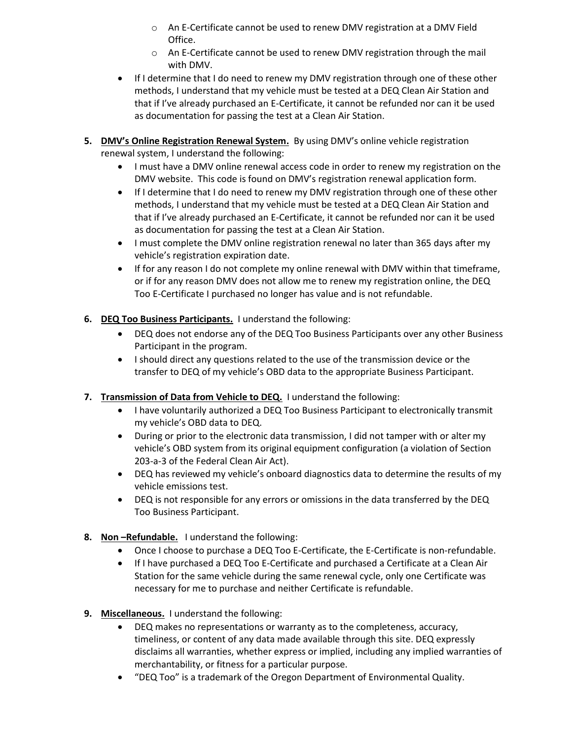- An E-Certificate cannot be used to renew DMV registration at a DMV Field Office.
    - An E-Certificate cannot be used to renew DMV registration through the mail with DMV.
  - If I determine that I do need to renew my DMV registration through one of these other methods, I understand that my vehicle must be tested at a DEQ Clean Air Station and that if I've already purchased an E-Certificate, it cannot be refunded nor can it be used as documentation for passing the test at a Clean Air Station.

5. **<u>DMV's Online Registration Renewal System.</u>** By using DMV's online vehicle registration renewal system, I understand the following:
   - I must have a DMV online renewal access code in order to renew my registration on the DMV website. This code is found on DMV's registration renewal application form.
   - If I determine that I do need to renew my DMV registration through one of these other methods, I understand that my vehicle must be tested at a DEQ Clean Air Station and that if I've already purchased an E-Certificate, it cannot be refunded nor can it be used as documentation for passing the test at a Clean Air Station.
   - I must complete the DMV online registration renewal no later than 365 days after my vehicle's registration expiration date.
   - If for any reason I do not complete my online renewal with DMV within that timeframe, or if for any reason DMV does not allow me to renew my registration online, the DEQ Too E-Certificate I purchased no longer has value and is not refundable.

6. **<u>DEQ Too Business Participants.</u>** I understand the following:
   - DEQ does not endorse any of the DEQ Too Business Participants over any other Business Participant in the program.
   - I should direct any questions related to the use of the transmission device or the transfer to DEQ of my vehicle's OBD data to the appropriate Business Participant.

7. **<u>Transmission of Data from Vehicle to DEQ.</u>** I understand the following:
   - I have voluntarily authorized a DEQ Too Business Participant to electronically transmit my vehicle's OBD data to DEQ.
   - During or prior to the electronic data transmission, I did not tamper with or alter my vehicle's OBD system from its original equipment configuration (a violation of Section 203-a-3 of the Federal Clean Air Act).
   - DEQ has reviewed my vehicle's onboard diagnostics data to determine the results of my vehicle emissions test.
   - DEQ is not responsible for any errors or omissions in the data transferred by the DEQ Too Business Participant.

8. **<u>Non –Refundable.</u>** I understand the following:
   - Once I choose to purchase a DEQ Too E-Certificate, the E-Certificate is non-refundable.
   - If I have purchased a DEQ Too E-Certificate and purchased a Certificate at a Clean Air Station for the same vehicle during the same renewal cycle, only one Certificate was necessary for me to purchase and neither Certificate is refundable.

9. **<u>Miscellaneous.</u>** I understand the following:
   - DEQ makes no representations or warranty as to the completeness, accuracy, timeliness, or content of any data made available through this site. DEQ expressly disclaims all warranties, whether express or implied, including any implied warranties of merchantability, or fitness for a particular purpose.
   - "DEQ Too" is a trademark of the Oregon Department of Environmental Quality.